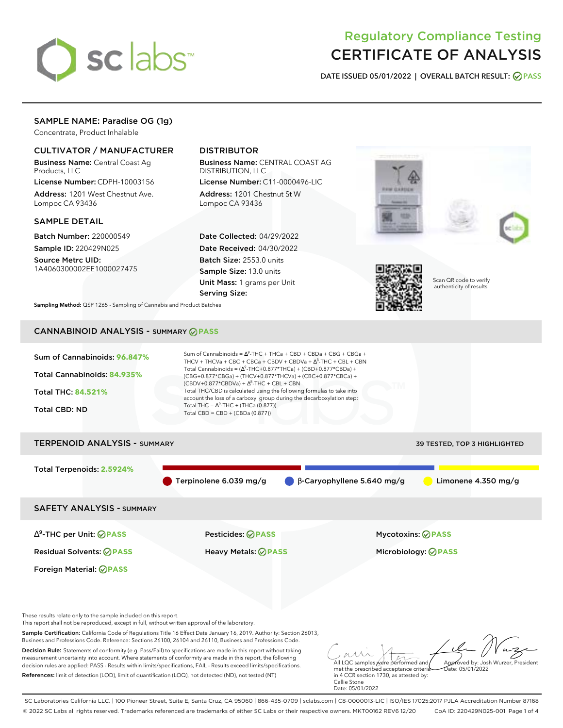# Regulatory Compliance Testing
# CERTIFICATE OF ANALYSIS

**DATE ISSUED 05/01/2022 | OVERALL BATCH RESULT: PASS**

## SAMPLE NAME: Paradise OG (1g)

Concentrate, Product Inhalable

### CULTIVATOR / MANUFACTURER

**Business Name:** Central Coast Ag Products, LLC
**License Number:** CDPH-10003156
**Address:** 1201 West Chestnut Ave. Lompoc CA 93436

### DISTRIBUTOR

**Business Name:** CENTRAL COAST AG DISTRIBUTION, LLC
**License Number:** C11-0000496-LIC
**Address:** 1201 Chestnut St W Lompoc CA 93436

### SAMPLE DETAIL

**Batch Number:** 220000549
**Sample ID:** 220429N025
**Source Metrc UID:** 1A4060300002EE1000027475

**Date Collected:** 04/29/2022
**Date Received:** 04/30/2022
**Batch Size:** 2553.0 units
**Sample Size:** 13.0 units
**Unit Mass:** 1 grams per Unit
**Serving Size:**

Scan QR code to verify authenticity of results.

**Sampling Method:** QSP 1265 - Sampling of Cannabis and Product Batches

## CANNABINOID ANALYSIS - SUMMARY PASS

**Sum of Cannabinoids:** 96.847%
**Total Cannabinoids:** 84.935%
**Total THC:** 84.521%
**Total CBD:** ND

Sum of Cannabinoids = $\Delta^9$-THC + THCa + CBD + CBDa + CBG + CBGa + THCV + THCVa + CBC + CBCa + CBDV + CBDVa + $\Delta^8$-THC + CBL + CBN

Total Cannabinoids = ($\Delta^9$-THC+0.877*THCa) + (CBD+0.877*CBDa) + (CBG+0.877*CBGa) + (THCV+0.877*THCVa) + (CBC+0.877*CBCa) + (CBDV+0.877*CBDVa) + $\Delta^8$-THC + CBL + CBN

Total THC/CBD is calculated using the following formulas to take into account the loss of a carboxyl group during the decarboxylation step:
Total THC = $\Delta^9$-THC + (THCa (0.877))
Total CBD = CBD + (CBDa (0.877))

## TERPENOID ANALYSIS - SUMMARY

39 TESTED, TOP 3 HIGHLIGHTED

**Total Terpenoids:** 2.5924%

- Terpinolene 6.039 mg/g
- β-Caryophyllene 5.640 mg/g
- Limonene 4.350 mg/g

## SAFETY ANALYSIS - SUMMARY

| | | |
|---|---|---|
| $\Delta^9$-THC per Unit: PASS | Pesticides: PASS | Mycotoxins: PASS |
| Residual Solvents: PASS | Heavy Metals: PASS | Microbiology: PASS |
| Foreign Material: PASS | | |

These results relate only to the sample included on this report.
This report shall not be reproduced, except in full, without written approval of the laboratory.

**Sample Certification:** California Code of Regulations Title 16 Effect Date January 16, 2019. Authority: Section 26013, Business and Professions Code. Reference: Sections 26100, 26104 and 26110, Business and Professions Code.

**Decision Rule:** Statements of conformity (e.g. Pass/Fail) to specifications are made in this report without taking measurement uncertainty into account. Where statements of conformity are made in this report, the following decision rules are applied: PASS - Results within limits/specifications, FAIL - Results exceed limits/specifications.

**References:** limit of detection (LOD), limit of quantification (LOQ), not detected (ND), not tested (NT)

All LQC samples were performed and met the prescribed acceptance criteria in 4 CCR section 1730, as attested by: Callie Stone
Date: 05/01/2022

Approved by: Josh Wurzer, President
Date: 05/01/2022

SC Laboratories California LLC. | 100 Pioneer Street, Suite E, Santa Cruz, CA 95060 | 866-435-0709 | sclabs.com | C8-0000013-LIC | ISO/IES 17025:2017 PJLA Accreditation Number 87168
© 2022 SC Labs all rights reserved. Trademarks referenced are trademarks of either SC Labs or their respective owners. MKT00162 REV6 12/20 CoA ID: 220429N025-001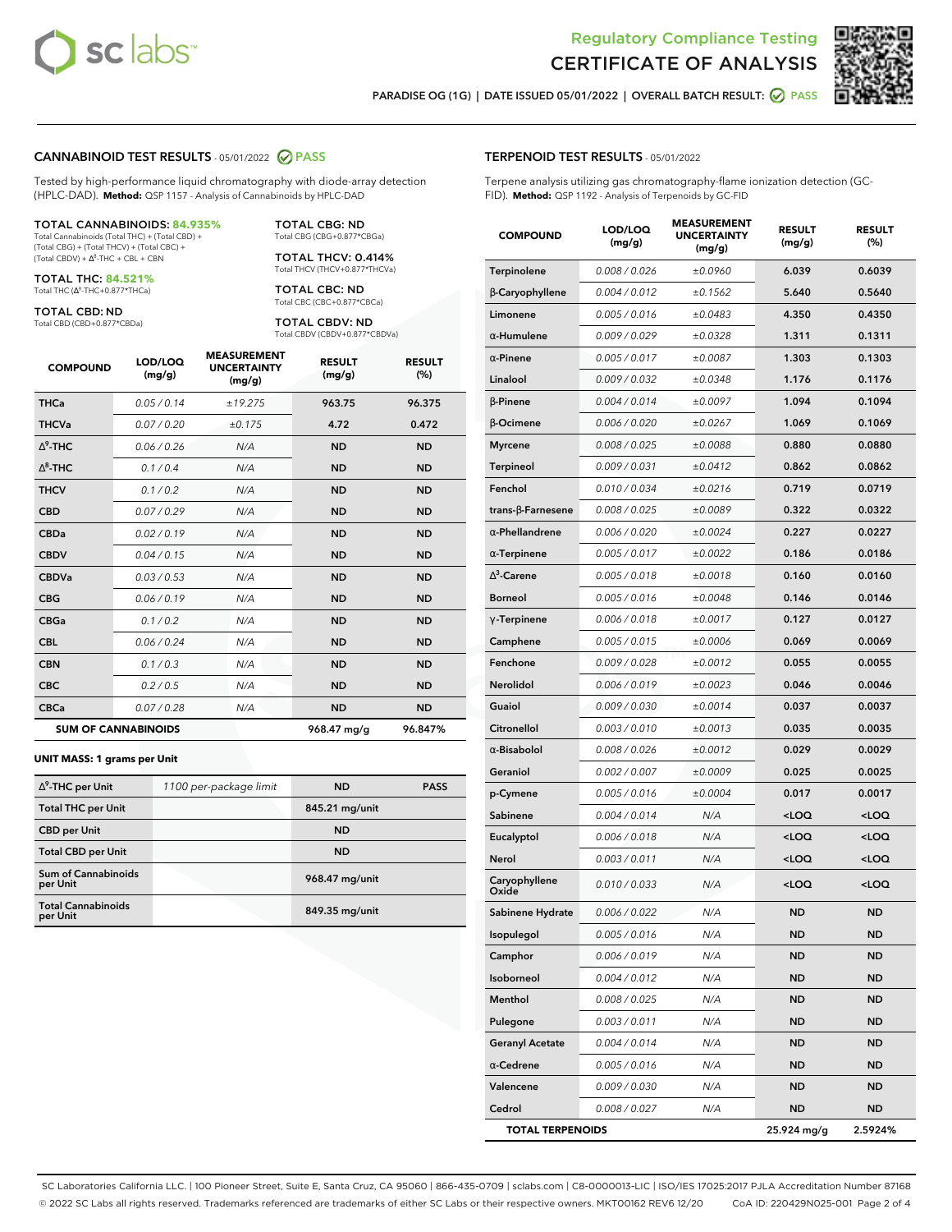# Regulatory Compliance Testing
# CERTIFICATE OF ANALYSIS

PARADISE OG (1G) | DATE ISSUED 05/01/2022 | OVERALL BATCH RESULT: PASS

## CANNABINOID TEST RESULTS - 05/01/2022 PASS

Tested by high-performance liquid chromatography with diode-array detection (HPLC-DAD). **Method:** QSP 1157 - Analysis of Cannabinoids by HPLC-DAD

**TOTAL CANNABINOIDS: 84.935%**
Total Cannabinoids (Total THC) + (Total CBD) + (Total CBG) + (Total THCV) + (Total CBC) + (Total CBDV) + Δ⁸-THC + CBL + CBN

**TOTAL THC: 84.521%**
Total THC (Δ⁹-THC+0.877*THCa)

**TOTAL CBD: ND**
Total CBD (CBD+0.877*CBDa)

**TOTAL CBG: ND**
Total CBG (CBG+0.877*CBGa)

**TOTAL THCV: 0.414%**
Total THCV (THCV+0.877*THCVa)

**TOTAL CBC: ND**
Total CBC (CBC+0.877*CBCa)

**TOTAL CBDV: ND**
Total CBDV (CBDV+0.877*CBDVa)

| COMPOUND | LOD/LOQ (mg/g) | MEASUREMENT UNCERTAINTY (mg/g) | RESULT (mg/g) | RESULT (%) |
|---|---|---|---|---|
| THCa | 0.05 / 0.14 | ±19.275 | 963.75 | 96.375 |
| THCVa | 0.07 / 0.20 | ±0.175 | 4.72 | 0.472 |
| Δ⁹-THC | 0.06 / 0.26 | N/A | ND | ND |
| Δ⁸-THC | 0.1 / 0.4 | N/A | ND | ND |
| THCV | 0.1 / 0.2 | N/A | ND | ND |
| CBD | 0.07 / 0.29 | N/A | ND | ND |
| CBDa | 0.02 / 0.19 | N/A | ND | ND |
| CBDV | 0.04 / 0.15 | N/A | ND | ND |
| CBDVa | 0.03 / 0.53 | N/A | ND | ND |
| CBG | 0.06 / 0.19 | N/A | ND | ND |
| CBGa | 0.1 / 0.2 | N/A | ND | ND |
| CBL | 0.06 / 0.24 | N/A | ND | ND |
| CBN | 0.1 / 0.3 | N/A | ND | ND |
| CBC | 0.2 / 0.5 | N/A | ND | ND |
| CBCa | 0.07 / 0.28 | N/A | ND | ND |
| **SUM OF CANNABINOIDS** | | | 968.47 mg/g | 96.847% |

**UNIT MASS: 1 grams per Unit**

| | | | |
|---|---|---|---|
| Δ⁹-THC per Unit | 1100 per-package limit | ND | PASS |
| Total THC per Unit | | 845.21 mg/unit | |
| CBD per Unit | | ND | |
| Total CBD per Unit | | ND | |
| Sum of Cannabinoids per Unit | | 968.47 mg/unit | |
| Total Cannabinoids per Unit | | 849.35 mg/unit | |

## TERPENOID TEST RESULTS - 05/01/2022

Terpene analysis utilizing gas chromatography-flame ionization detection (GC-FID). **Method:** QSP 1192 - Analysis of Terpenoids by GC-FID

| COMPOUND | LOD/LOQ (mg/g) | MEASUREMENT UNCERTAINTY (mg/g) | RESULT (mg/g) | RESULT (%) |
|---|---|---|---|---|
| Terpinolene | 0.008 / 0.026 | ±0.0960 | 6.039 | 0.6039 |
| β-Caryophyllene | 0.004 / 0.012 | ±0.1562 | 5.640 | 0.5640 |
| Limonene | 0.005 / 0.016 | ±0.0483 | 4.350 | 0.4350 |
| α-Humulene | 0.009 / 0.029 | ±0.0328 | 1.311 | 0.1311 |
| α-Pinene | 0.005 / 0.017 | ±0.0087 | 1.303 | 0.1303 |
| Linalool | 0.009 / 0.032 | ±0.0348 | 1.176 | 0.1176 |
| β-Pinene | 0.004 / 0.014 | ±0.0097 | 1.094 | 0.1094 |
| β-Ocimene | 0.006 / 0.020 | ±0.0267 | 1.069 | 0.1069 |
| Myrcene | 0.008 / 0.025 | ±0.0088 | 0.880 | 0.0880 |
| Terpineol | 0.009 / 0.031 | ±0.0412 | 0.862 | 0.0862 |
| Fenchol | 0.010 / 0.034 | ±0.0216 | 0.719 | 0.0719 |
| trans-β-Farnesene | 0.008 / 0.025 | ±0.0089 | 0.322 | 0.0322 |
| α-Phellandrene | 0.006 / 0.020 | ±0.0024 | 0.227 | 0.0227 |
| α-Terpinene | 0.005 / 0.017 | ±0.0022 | 0.186 | 0.0186 |
| Δ³-Carene | 0.005 / 0.018 | ±0.0018 | 0.160 | 0.0160 |
| Borneol | 0.005 / 0.016 | ±0.0048 | 0.146 | 0.0146 |
| γ-Terpinene | 0.006 / 0.018 | ±0.0017 | 0.127 | 0.0127 |
| Camphene | 0.005 / 0.015 | ±0.0006 | 0.069 | 0.0069 |
| Fenchone | 0.009 / 0.028 | ±0.0012 | 0.055 | 0.0055 |
| Nerolidol | 0.006 / 0.019 | ±0.0023 | 0.046 | 0.0046 |
| Guaiol | 0.009 / 0.030 | ±0.0014 | 0.037 | 0.0037 |
| Citronellol | 0.003 / 0.010 | ±0.0013 | 0.035 | 0.0035 |
| α-Bisabolol | 0.008 / 0.026 | ±0.0012 | 0.029 | 0.0029 |
| Geraniol | 0.002 / 0.007 | ±0.0009 | 0.025 | 0.0025 |
| p-Cymene | 0.005 / 0.016 | ±0.0004 | 0.017 | 0.0017 |
| Sabinene | 0.004 / 0.014 | N/A | <LOQ | <LOQ |
| Eucalyptol | 0.006 / 0.018 | N/A | <LOQ | <LOQ |
| Nerol | 0.003 / 0.011 | N/A | <LOQ | <LOQ |
| Caryophyllene Oxide | 0.010 / 0.033 | N/A | <LOQ | <LOQ |
| Sabinene Hydrate | 0.006 / 0.022 | N/A | ND | ND |
| Isopulegol | 0.005 / 0.016 | N/A | ND | ND |
| Camphor | 0.006 / 0.019 | N/A | ND | ND |
| Isoborneol | 0.004 / 0.012 | N/A | ND | ND |
| Menthol | 0.008 / 0.025 | N/A | ND | ND |
| Pulegone | 0.003 / 0.011 | N/A | ND | ND |
| Geranyl Acetate | 0.004 / 0.014 | N/A | ND | ND |
| α-Cedrene | 0.005 / 0.016 | N/A | ND | ND |
| Valencene | 0.009 / 0.030 | N/A | ND | ND |
| Cedrol | 0.008 / 0.027 | N/A | ND | ND |
| **TOTAL TERPENOIDS** | | | 25.924 mg/g | 2.5924% |

SC Laboratories California LLC. | 100 Pioneer Street, Suite E, Santa Cruz, CA 95060 | 866-435-0709 | sclabs.com | C8-0000013-LIC | ISO/IES 17025:2017 PJLA Accreditation Number 87168
© 2022 SC Labs all rights reserved. Trademarks referenced are trademarks of either SC Labs or their respective owners. MKT00162 REV6 12/20 CoA ID: 220429N025-001